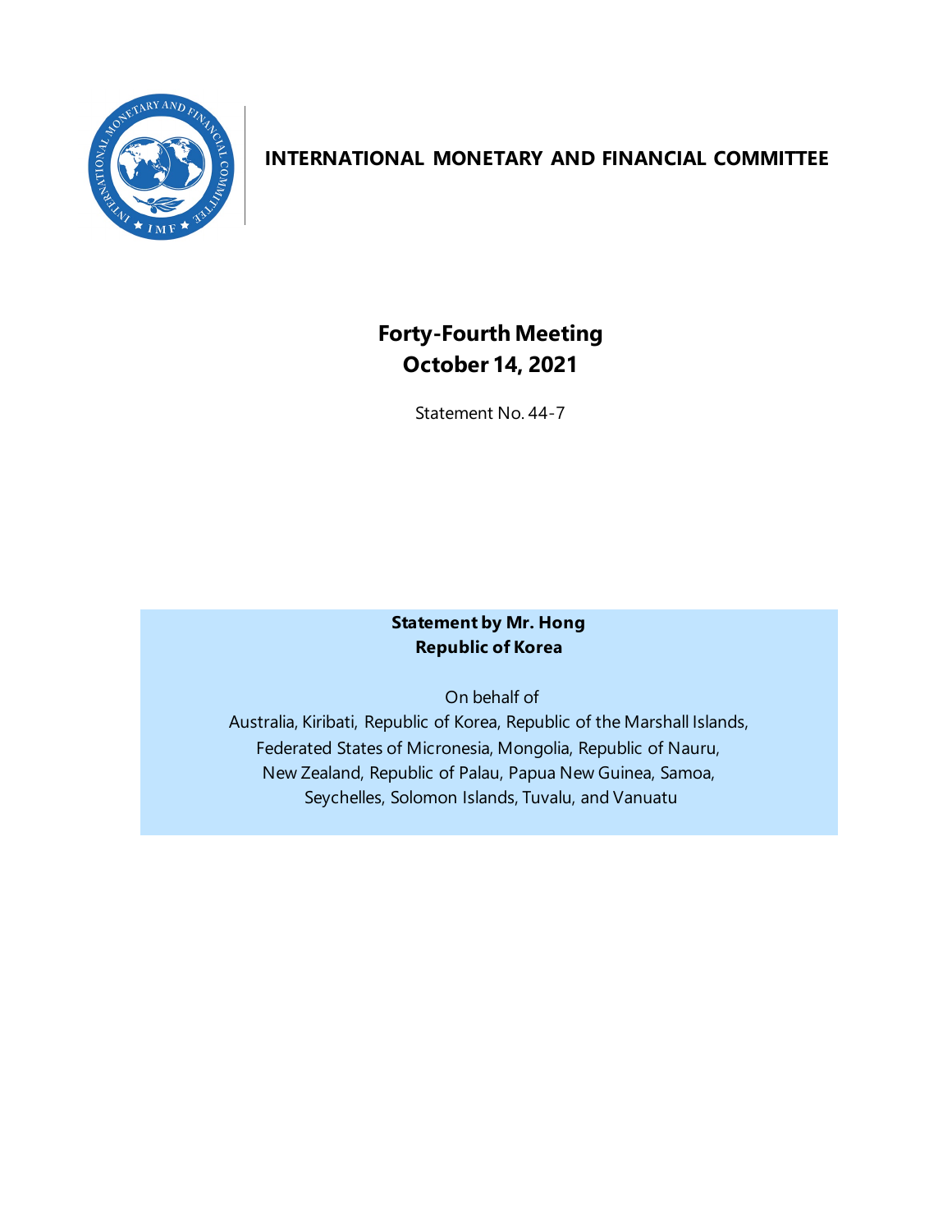# INTERNATIONAL MONETARY AND FINANCIAL COMMITTEE

## Forty-Fourth Meeting
## October 14, 2021

Statement No. 44-7

**Statement by Mr. Hong**
**Republic of Korea**

On behalf of
Australia, Kiribati, Republic of Korea, Republic of the Marshall Islands, Federated States of Micronesia, Mongolia, Republic of Nauru, New Zealand, Republic of Palau, Papua New Guinea, Samoa, Seychelles, Solomon Islands, Tuvalu, and Vanuatu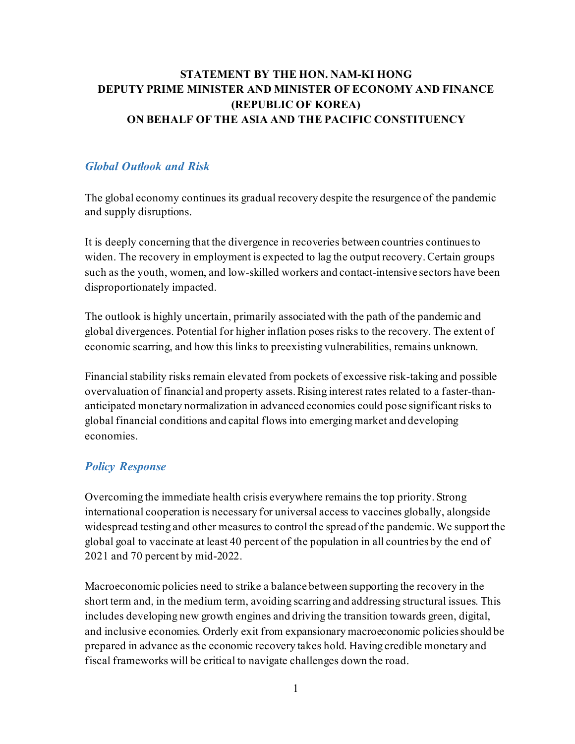**STATEMENT BY THE HON. NAM-KI HONG**
**DEPUTY PRIME MINISTER AND MINISTER OF ECONOMY AND FINANCE (REPUBLIC OF KOREA)**
**ON BEHALF OF THE ASIA AND THE PACIFIC CONSTITUENCY**

## *Global Outlook and Risk*

The global economy continues its gradual recovery despite the resurgence of the pandemic and supply disruptions.

It is deeply concerning that the divergence in recoveries between countries continues to widen. The recovery in employment is expected to lag the output recovery. Certain groups such as the youth, women, and low-skilled workers and contact-intensive sectors have been disproportionately impacted.

The outlook is highly uncertain, primarily associated with the path of the pandemic and global divergences. Potential for higher inflation poses risks to the recovery. The extent of economic scarring, and how this links to preexisting vulnerabilities, remains unknown.

Financial stability risks remain elevated from pockets of excessive risk-taking and possible overvaluation of financial and property assets. Rising interest rates related to a faster-than-anticipated monetary normalization in advanced economies could pose significant risks to global financial conditions and capital flows into emerging market and developing economies.

## *Policy Response*

Overcoming the immediate health crisis everywhere remains the top priority. Strong international cooperation is necessary for universal access to vaccines globally, alongside widespread testing and other measures to control the spread of the pandemic. We support the global goal to vaccinate at least 40 percent of the population in all countries by the end of 2021 and 70 percent by mid-2022.

Macroeconomic policies need to strike a balance between supporting the recovery in the short term and, in the medium term, avoiding scarring and addressing structural issues. This includes developing new growth engines and driving the transition towards green, digital, and inclusive economies. Orderly exit from expansionary macroeconomic policies should be prepared in advance as the economic recovery takes hold. Having credible monetary and fiscal frameworks will be critical to navigate challenges down the road.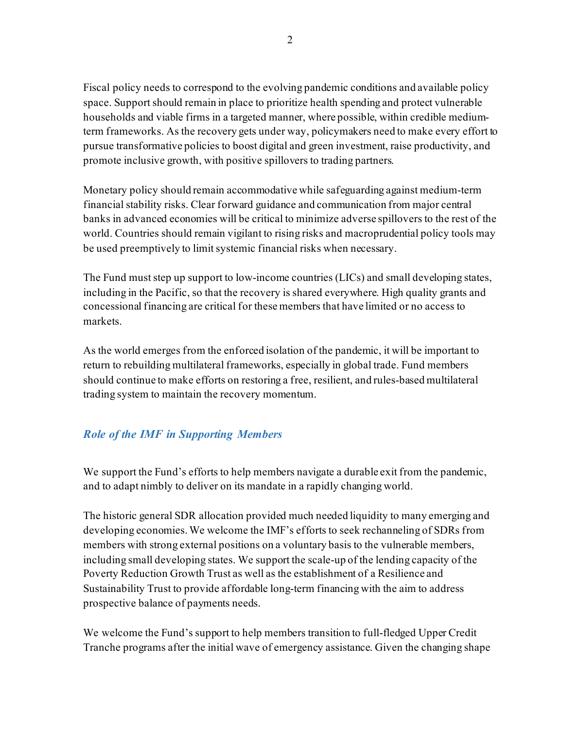Fiscal policy needs to correspond to the evolving pandemic conditions and available policy space. Support should remain in place to prioritize health spending and protect vulnerable households and viable firms in a targeted manner, where possible, within credible medium-term frameworks. As the recovery gets under way, policymakers need to make every effort to pursue transformative policies to boost digital and green investment, raise productivity, and promote inclusive growth, with positive spillovers to trading partners.

Monetary policy should remain accommodative while safeguarding against medium-term financial stability risks. Clear forward guidance and communication from major central banks in advanced economies will be critical to minimize adverse spillovers to the rest of the world. Countries should remain vigilant to rising risks and macroprudential policy tools may be used preemptively to limit systemic financial risks when necessary.

The Fund must step up support to low-income countries (LICs) and small developing states, including in the Pacific, so that the recovery is shared everywhere. High quality grants and concessional financing are critical for these members that have limited or no access to markets.

As the world emerges from the enforced isolation of the pandemic, it will be important to return to rebuilding multilateral frameworks, especially in global trade. Fund members should continue to make efforts on restoring a free, resilient, and rules-based multilateral trading system to maintain the recovery momentum.

### *Role of the IMF in Supporting Members*

We support the Fund's efforts to help members navigate a durable exit from the pandemic, and to adapt nimbly to deliver on its mandate in a rapidly changing world.

The historic general SDR allocation provided much needed liquidity to many emerging and developing economies. We welcome the IMF's efforts to seek rechanneling of SDRs from members with strong external positions on a voluntary basis to the vulnerable members, including small developing states. We support the scale-up of the lending capacity of the Poverty Reduction Growth Trust as well as the establishment of a Resilience and Sustainability Trust to provide affordable long-term financing with the aim to address prospective balance of payments needs.

We welcome the Fund's support to help members transition to full-fledged Upper Credit Tranche programs after the initial wave of emergency assistance. Given the changing shape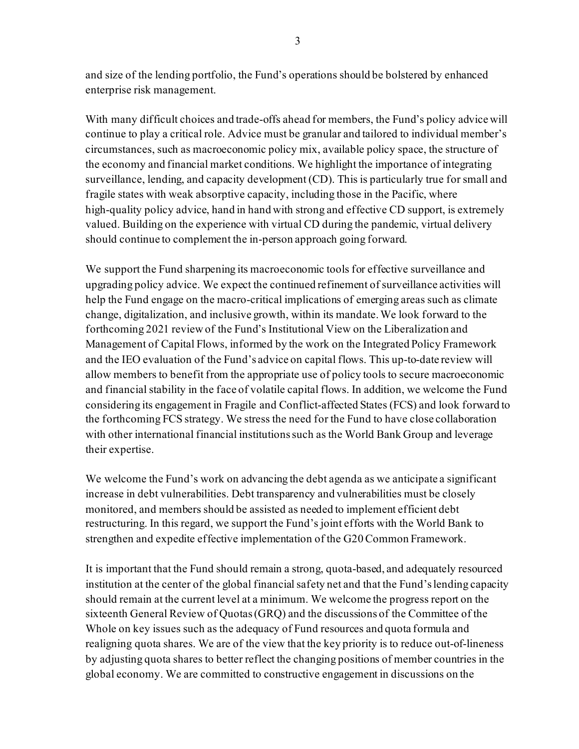and size of the lending portfolio, the Fund's operations should be bolstered by enhanced enterprise risk management.

With many difficult choices and trade-offs ahead for members, the Fund's policy advice will continue to play a critical role. Advice must be granular and tailored to individual member's circumstances, such as macroeconomic policy mix, available policy space, the structure of the economy and financial market conditions. We highlight the importance of integrating surveillance, lending, and capacity development (CD). This is particularly true for small and fragile states with weak absorptive capacity, including those in the Pacific, where high-quality policy advice, hand in hand with strong and effective CD support, is extremely valued. Building on the experience with virtual CD during the pandemic, virtual delivery should continue to complement the in-person approach going forward.

We support the Fund sharpening its macroeconomic tools for effective surveillance and upgrading policy advice. We expect the continued refinement of surveillance activities will help the Fund engage on the macro-critical implications of emerging areas such as climate change, digitalization, and inclusive growth, within its mandate. We look forward to the forthcoming 2021 review of the Fund's Institutional View on the Liberalization and Management of Capital Flows, informed by the work on the Integrated Policy Framework and the IEO evaluation of the Fund's advice on capital flows. This up-to-date review will allow members to benefit from the appropriate use of policy tools to secure macroeconomic and financial stability in the face of volatile capital flows. In addition, we welcome the Fund considering its engagement in Fragile and Conflict-affected States (FCS) and look forward to the forthcoming FCS strategy. We stress the need for the Fund to have close collaboration with other international financial institutions such as the World Bank Group and leverage their expertise.

We welcome the Fund's work on advancing the debt agenda as we anticipate a significant increase in debt vulnerabilities. Debt transparency and vulnerabilities must be closely monitored, and members should be assisted as needed to implement efficient debt restructuring. In this regard, we support the Fund's joint efforts with the World Bank to strengthen and expedite effective implementation of the G20 Common Framework.

It is important that the Fund should remain a strong, quota-based, and adequately resourced institution at the center of the global financial safety net and that the Fund's lending capacity should remain at the current level at a minimum. We welcome the progress report on the sixteenth General Review of Quotas (GRQ) and the discussions of the Committee of the Whole on key issues such as the adequacy of Fund resources and quota formula and realigning quota shares. We are of the view that the key priority is to reduce out-of-lineness by adjusting quota shares to better reflect the changing positions of member countries in the global economy. We are committed to constructive engagement in discussions on the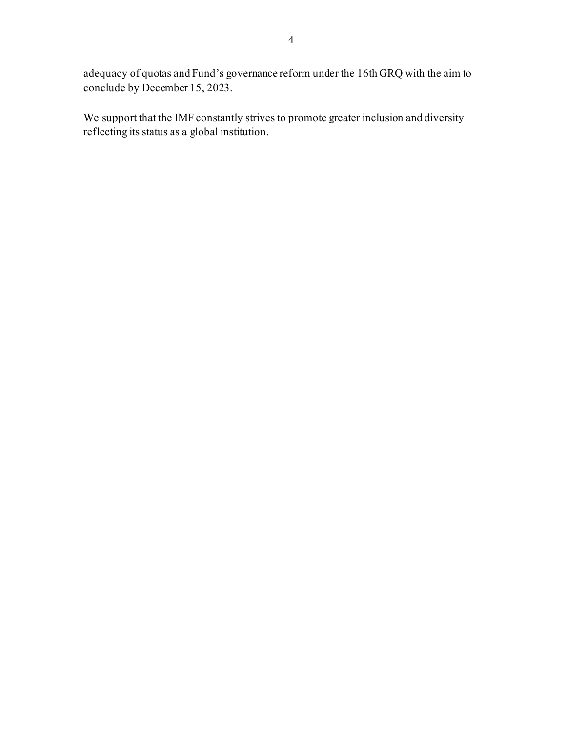adequacy of quotas and Fund's governance reform under the 16th GRQ with the aim to conclude by December 15, 2023.

We support that the IMF constantly strives to promote greater inclusion and diversity reflecting its status as a global institution.